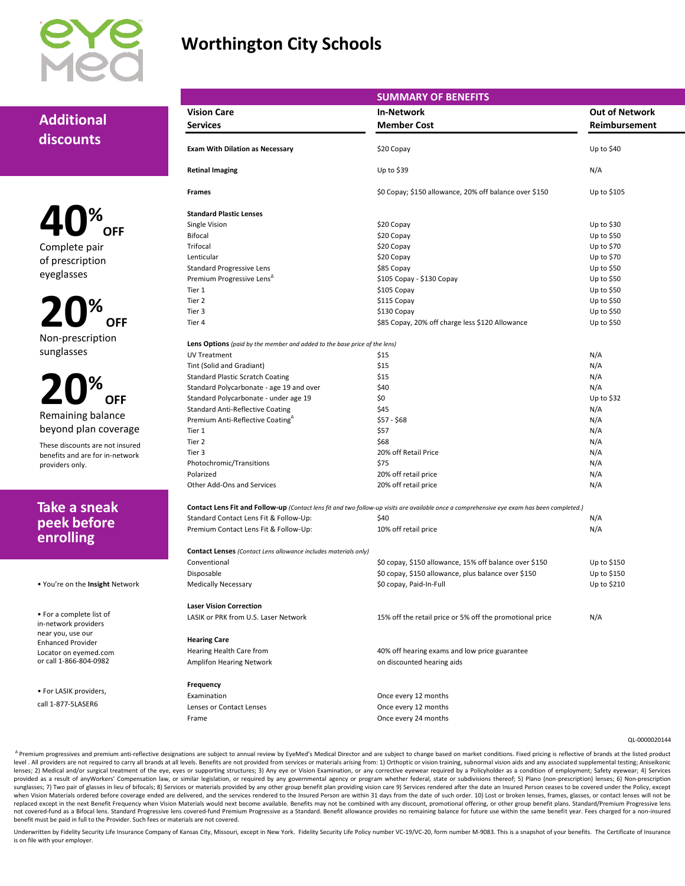# Worthington City Schools

## Additional discounts

**40% OFF**
Complete pair of prescription eyeglasses

**20% OFF**
Non-prescription sunglasses

**20% OFF**
Remaining balance beyond plan coverage

These discounts are not insured benefits and are for in-network providers only.

## Take a sneak peek before enrolling

- You're on the **Insight** Network

- For a complete list of in-network providers near you, use our Enhanced Provider Locator on eyemed.com or call 1-866-804-0982

- For LASIK providers, call 1-877-5LASER6

## SUMMARY OF BENEFITS

| Vision Care Services | In-Network Member Cost | Out of Network Reimbursement |
|---|---|---|
| **Exam With Dilation as Necessary** | $20 Copay | Up to $40 |
| **Retinal Imaging** | Up to $39 | N/A |
| **Frames** | $0 Copay; $150 allowance, 20% off balance over $150 | Up to $105 |
| **Standard Plastic Lenses** | | |
| Single Vision | $20 Copay | Up to $30 |
| Bifocal | $20 Copay | Up to $50 |
| Trifocal | $20 Copay | Up to $70 |
| Lenticular | $20 Copay | Up to $70 |
| Standard Progressive Lens | $85 Copay | Up to $50 |
| Premium Progressive Lens[Δ] | $105 Copay - $130 Copay | Up to $50 |
| Tier 1 | $105 Copay | Up to $50 |
| Tier 2 | $115 Copay | Up to $50 |
| Tier 3 | $130 Copay | Up to $50 |
| Tier 4 | $85 Copay, 20% off charge less $120 Allowance | Up to $50 |
| **Lens Options** *(paid by the member and added to the base price of the lens)* | | |
| UV Treatment | $15 | N/A |
| Tint (Solid and Gradiant) | $15 | N/A |
| Standard Plastic Scratch Coating | $15 | N/A |
| Standard Polycarbonate - age 19 and over | $40 | N/A |
| Standard Polycarbonate - under age 19 | $0 | Up to $32 |
| Standard Anti-Reflective Coating | $45 | N/A |
| Premium Anti-Reflective Coating[Δ] | $57 - $68 | N/A |
| Tier 1 | $57 | N/A |
| Tier 2 | $68 | N/A |
| Tier 3 | 20% off Retail Price | N/A |
| Photochromic/Transitions | $75 | N/A |
| Polarized | 20% off retail price | N/A |
| Other Add-Ons and Services | 20% off retail price | N/A |
| **Contact Lens Fit and Follow-up** *(Contact lens fit and two follow-up visits are available once a comprehensive eye exam has been completed.)* | | |
| Standard Contact Lens Fit & Follow-Up: | $40 | N/A |
| Premium Contact Lens Fit & Follow-Up: | 10% off retail price | N/A |
| **Contact Lenses** *(Contact Lens allowance includes materials only)* | | |
| Conventional | $0 copay, $150 allowance, 15% off balance over $150 | Up to $150 |
| Disposable | $0 copay, $150 allowance, plus balance over $150 | Up to $150 |
| Medically Necessary | $0 copay, Paid-In-Full | Up to $210 |
| **Laser Vision Correction** | | |
| LASIK or PRK from U.S. Laser Network | 15% off the retail price or 5% off the promotional price | N/A |
| **Hearing Care** | | |
| Hearing Health Care from Amplifon Hearing Network | 40% off hearing exams and low price guarantee on discounted hearing aids | |
| **Frequency** | | |
| Examination | Once every 12 months | |
| Lenses or Contact Lenses | Once every 12 months | |
| Frame | Once every 24 months | |

QL-0000020144

[Δ] Premium progressives and premium anti-reflective designations are subject to annual review by EyeMed's Medical Director and are subject to change based on market conditions. Fixed pricing is reflective of brands at the listed product level . All providers are not required to carry all brands at all levels. Benefits are not provided from services or materials arising from: 1) Orthoptic or vision training, subnormal vision aids and any associated supplemental testing; Aniseikonic lenses; 2) Medical and/or surgical treatment of the eye, eyes or supporting structures; 3) Any eye or Vision Examination, or any corrective eyewear required by a Policyholder as a condition of employment; Safety eyewear; 4) Services provided as a result of anyWorkers' Compensation law, or similar legislation, or required by any governmental agency or program whether federal, state or subdivisions thereof; 5) Plano (non-prescription) lenses; 6) Non-prescription sunglasses; 7) Two pair of glasses in lieu of bifocals; 8) Services or materials provided by any other group benefit plan providing vision care 9) Services rendered after the date an Insured Person ceases to be covered under the Policy, except when Vision Materials ordered before coverage ended are delivered, and the services rendered to the Insured Person are within 31 days from the date of such order. 10) Lost or broken lenses, frames, glasses, or contact lenses will not be replaced except in the next Benefit Frequency when Vision Materials would next become available. Benefits may not be combined with any discount, promotional offering, or other group benefit plans. Standard/Premium Progressive lens not covered-fund as a Bifocal lens. Standard Progressive lens covered-fund Premium Progressive as a Standard. Benefit allowance provides no remaining balance for future use within the same benefit year. Fees charged for a non-insured benefit must be paid in full to the Provider. Such fees or materials are not covered.

Underwritten by Fidelity Security Life Insurance Company of Kansas City, Missouri, except in New York. Fidelity Security Life Policy number VC-19/VC-20, form number M-9083. This is a snapshot of your benefits. The Certificate of Insurance is on file with your employer.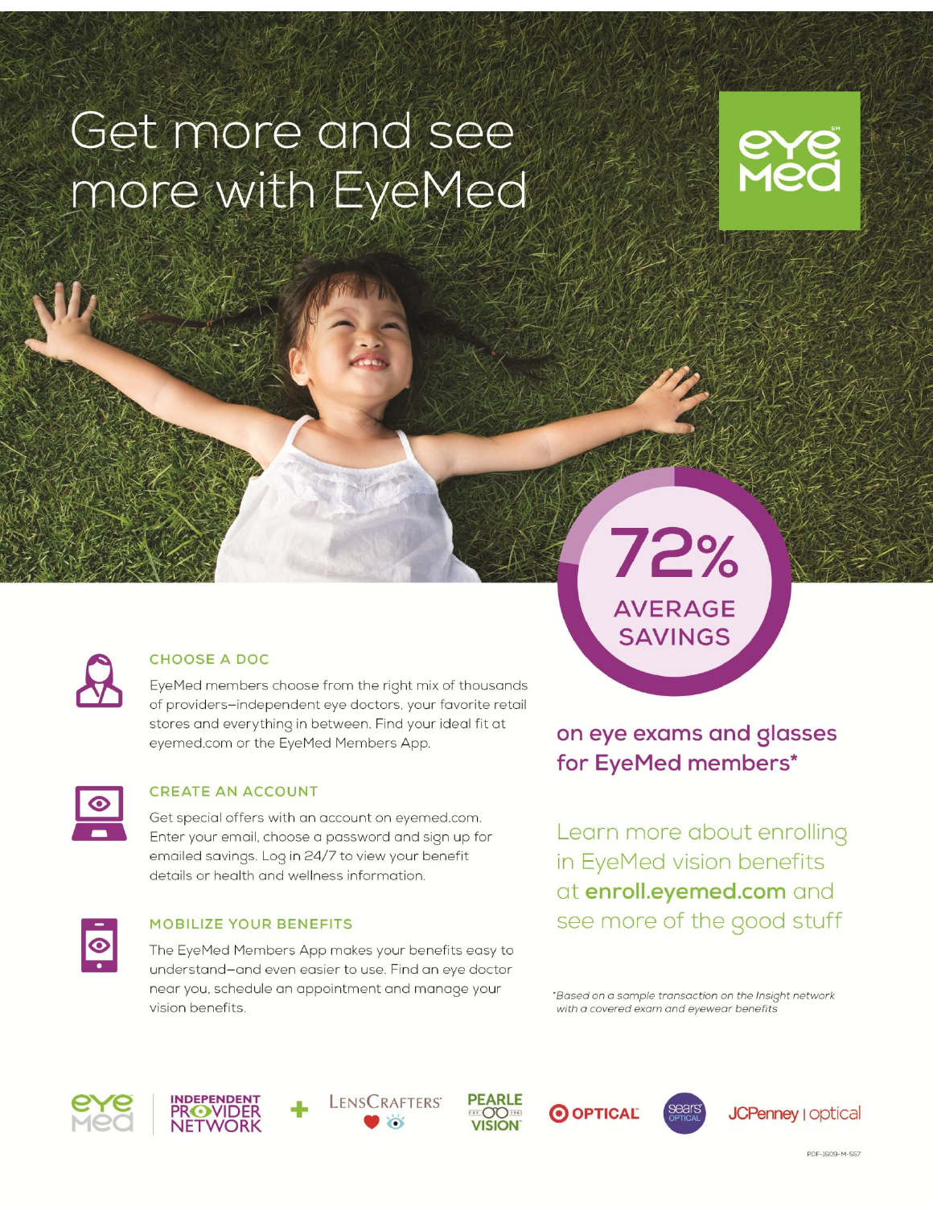# Get more and see more with EyeMed

## 72% AVERAGE SAVINGS

on eye exams and glasses for EyeMed members*

### CHOOSE A DOC

EyeMed members choose from the right mix of thousands of providers—independent eye doctors, your favorite retail stores and everything in between. Find your ideal fit at eyemed.com or the EyeMed Members App.

### CREATE AN ACCOUNT

Get special offers with an account on eyemed.com. Enter your email, choose a password and sign up for emailed savings. Log in 24/7 to view your benefit details or health and wellness information.

### MOBILIZE YOUR BENEFITS

The EyeMed Members App makes your benefits easy to understand—and even easier to use. Find an eye doctor near you, schedule an appointment and manage your vision benefits.

Learn more about enrolling in EyeMed vision benefits at **enroll.eyemed.com** and see more of the good stuff

*Based on a sample transaction on the Insight network with a covered exam and eyewear benefits*

EyeMed | INDEPENDENT PROVIDER NETWORK + LensCrafters · Pearle Vision · Target Optical · Sears Optical · JCPenney | optical

PDF-1609-M-557